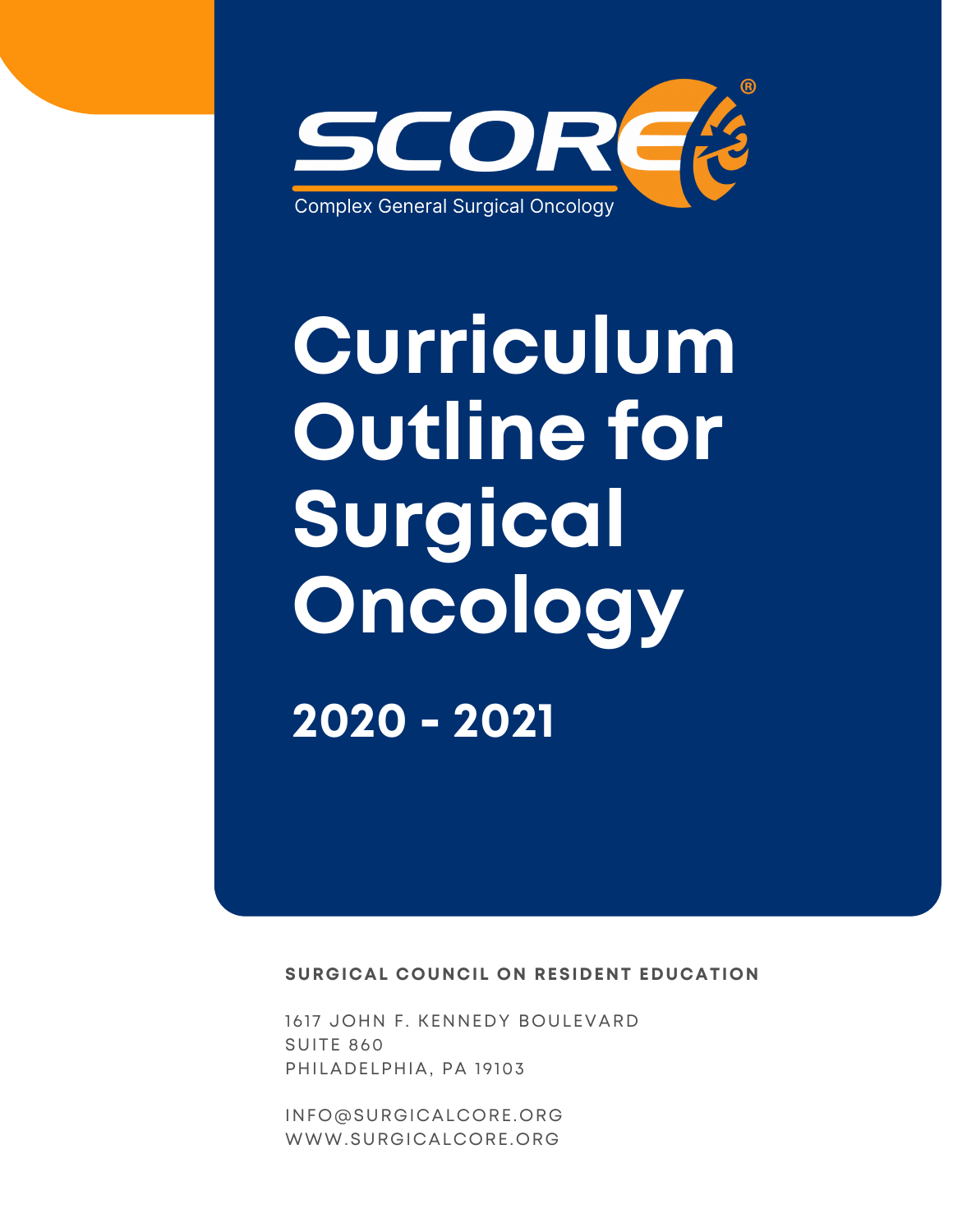SCORE®

Complex General Surgical Oncology

# Curriculum Outline for Surgical Oncology

## 2020 - 2021

**SURGICAL COUNCIL ON RESIDENT EDUCATION**

1617 JOHN F. KENNEDY BOULEVARD
SUITE 860
PHILADELPHIA, PA 19103

INFO@SURGICALCORE.ORG
WWW.SURGICALCORE.ORG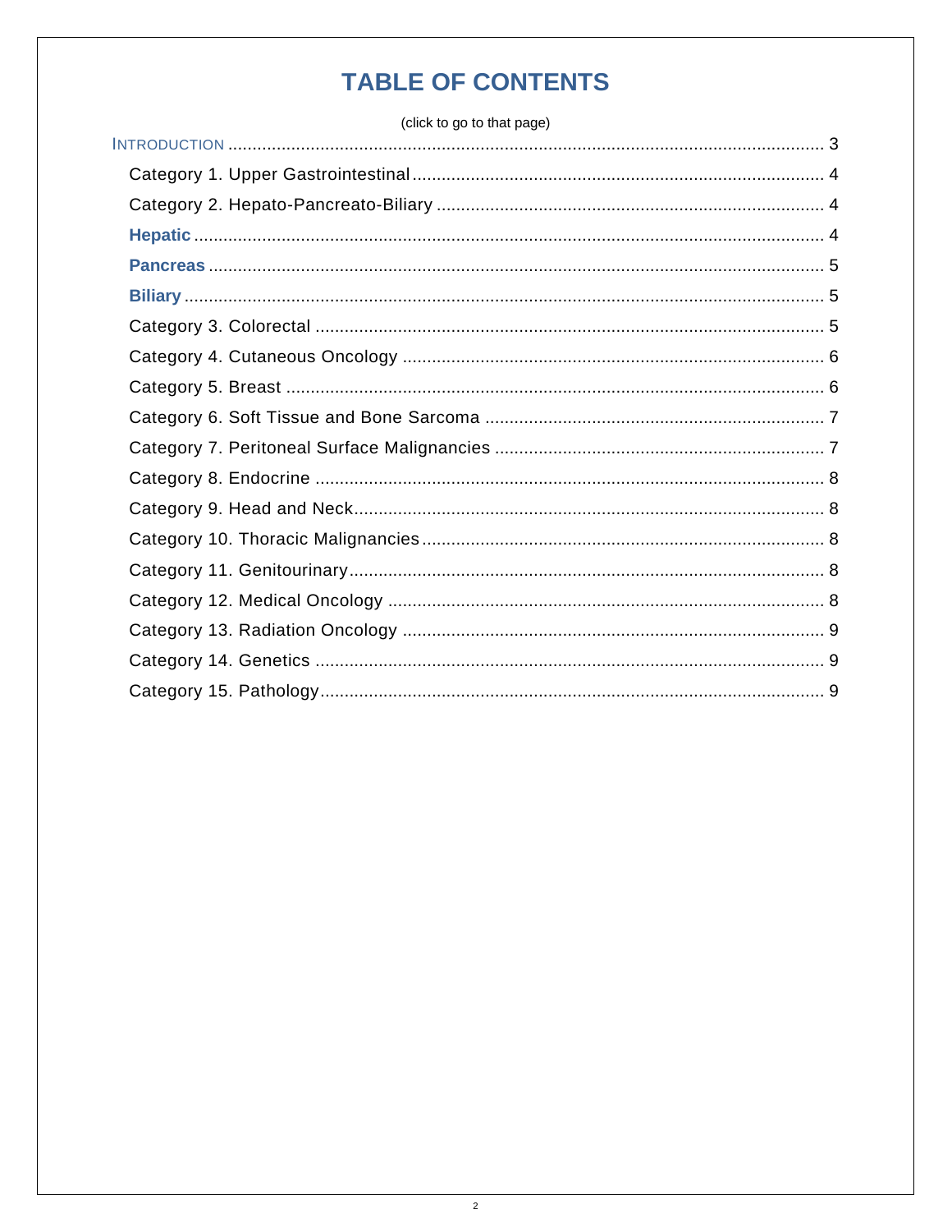# TABLE OF CONTENTS

(click to go to that page)

INTRODUCTION ........................................................................ 3

- Category 1. Upper Gastrointestinal ........................................ 4
- Category 2. Hepato-Pancreato-Biliary ...................................... 4
- **Hepatic** .............................................................................. 4
- **Pancreas** ............................................................................ 5
- **Biliary** ................................................................................ 5
- Category 3. Colorectal .............................................................. 5
- Category 4. Cutaneous Oncology ............................................... 6
- Category 5. Breast .................................................................... 6
- Category 6. Soft Tissue and Bone Sarcoma ................................ 7
- Category 7. Peritoneal Surface Malignancies .............................. 7
- Category 8. Endocrine ............................................................... 8
- Category 9. Head and Neck ........................................................ 8
- Category 10. Thoracic Malignancies ........................................... 8
- Category 11. Genitourinary ........................................................ 8
- Category 12. Medical Oncology .................................................. 8
- Category 13. Radiation Oncology ............................................... 9
- Category 14. Genetics ............................................................... 9
- Category 15. Pathology .............................................................. 9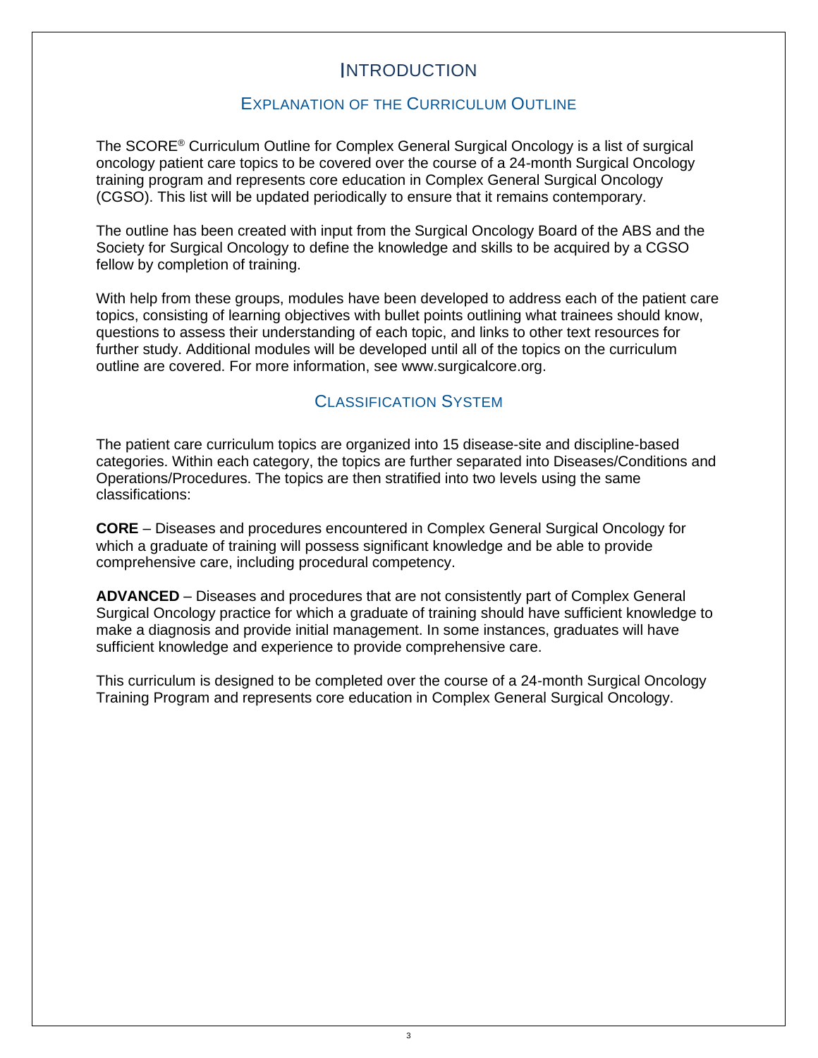# INTRODUCTION

## EXPLANATION OF THE CURRICULUM OUTLINE

The SCORE® Curriculum Outline for Complex General Surgical Oncology is a list of surgical oncology patient care topics to be covered over the course of a 24-month Surgical Oncology training program and represents core education in Complex General Surgical Oncology (CGSO). This list will be updated periodically to ensure that it remains contemporary.

The outline has been created with input from the Surgical Oncology Board of the ABS and the Society for Surgical Oncology to define the knowledge and skills to be acquired by a CGSO fellow by completion of training.

With help from these groups, modules have been developed to address each of the patient care topics, consisting of learning objectives with bullet points outlining what trainees should know, questions to assess their understanding of each topic, and links to other text resources for further study. Additional modules will be developed until all of the topics on the curriculum outline are covered. For more information, see www.surgicalcore.org.

## CLASSIFICATION SYSTEM

The patient care curriculum topics are organized into 15 disease-site and discipline-based categories. Within each category, the topics are further separated into Diseases/Conditions and Operations/Procedures. The topics are then stratified into two levels using the same classifications:

**CORE** – Diseases and procedures encountered in Complex General Surgical Oncology for which a graduate of training will possess significant knowledge and be able to provide comprehensive care, including procedural competency.

**ADVANCED** – Diseases and procedures that are not consistently part of Complex General Surgical Oncology practice for which a graduate of training should have sufficient knowledge to make a diagnosis and provide initial management. In some instances, graduates will have sufficient knowledge and experience to provide comprehensive care.

This curriculum is designed to be completed over the course of a 24-month Surgical Oncology Training Program and represents core education in Complex General Surgical Oncology.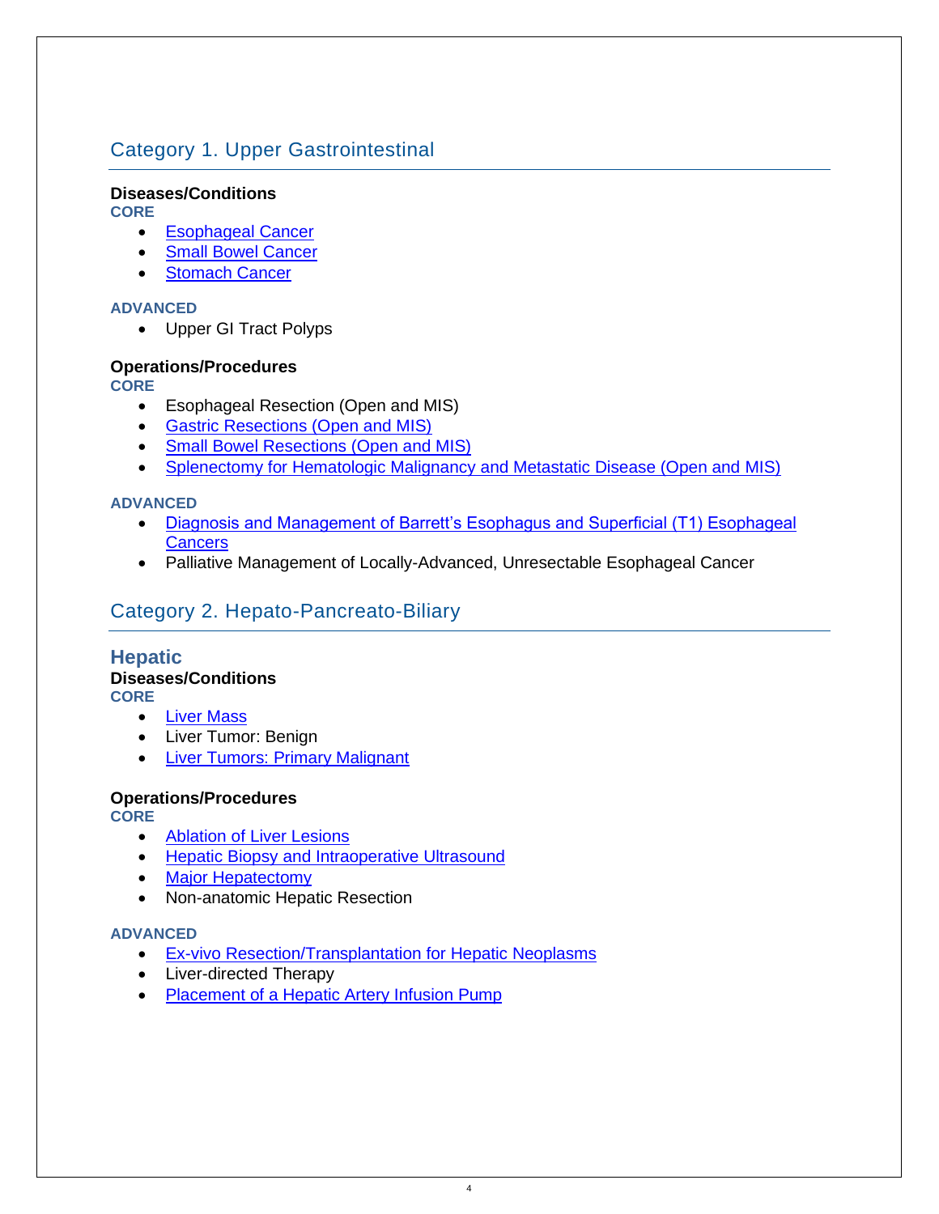## Category 1. Upper Gastrointestinal

**Diseases/Conditions**

**CORE**

- Esophageal Cancer
- Small Bowel Cancer
- Stomach Cancer

**ADVANCED**

- Upper GI Tract Polyps

**Operations/Procedures**

**CORE**

- Esophageal Resection (Open and MIS)
- Gastric Resections (Open and MIS)
- Small Bowel Resections (Open and MIS)
- Splenectomy for Hematologic Malignancy and Metastatic Disease (Open and MIS)

**ADVANCED**

- Diagnosis and Management of Barrett's Esophagus and Superficial (T1) Esophageal Cancers
- Palliative Management of Locally-Advanced, Unresectable Esophageal Cancer

## Category 2. Hepato-Pancreato-Biliary

### Hepatic

**Diseases/Conditions**

**CORE**

- Liver Mass
- Liver Tumor: Benign
- Liver Tumors: Primary Malignant

**Operations/Procedures**

**CORE**

- Ablation of Liver Lesions
- Hepatic Biopsy and Intraoperative Ultrasound
- Major Hepatectomy
- Non-anatomic Hepatic Resection

**ADVANCED**

- Ex-vivo Resection/Transplantation for Hepatic Neoplasms
- Liver-directed Therapy
- Placement of a Hepatic Artery Infusion Pump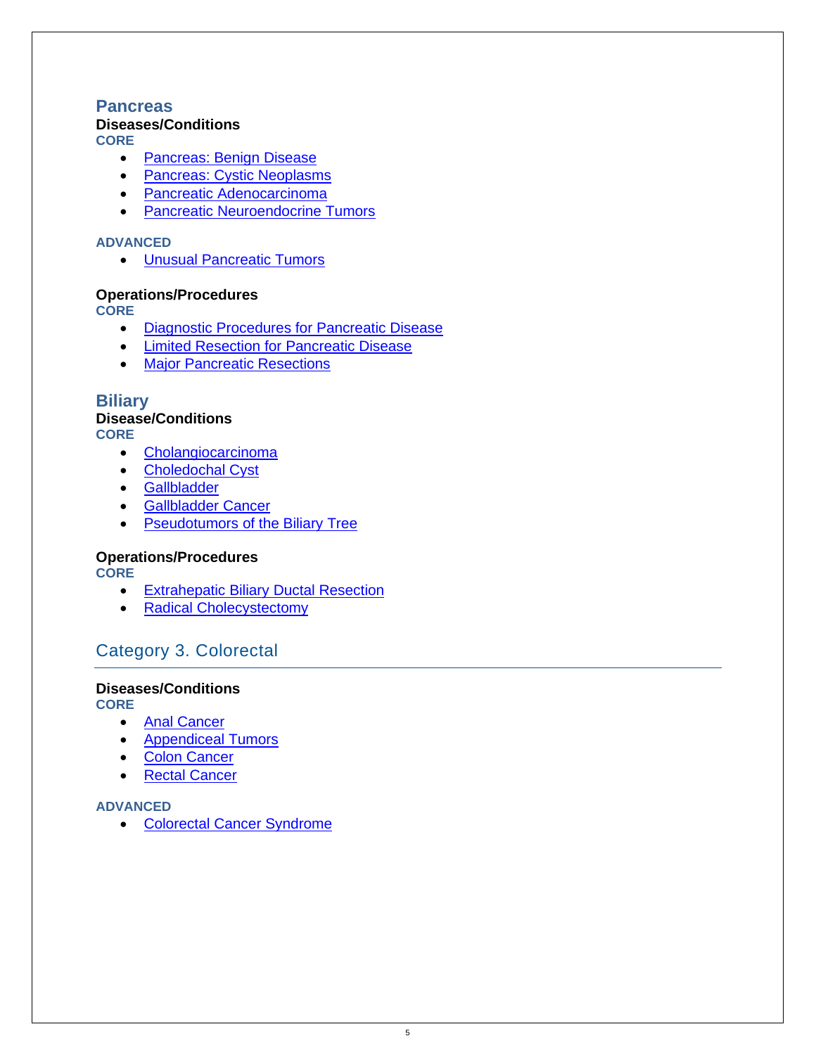## Pancreas

**Diseases/Conditions**

**CORE**

- Pancreas: Benign Disease
- Pancreas: Cystic Neoplasms
- Pancreatic Adenocarcinoma
- Pancreatic Neuroendocrine Tumors

**ADVANCED**

- Unusual Pancreatic Tumors

**Operations/Procedures**

**CORE**

- Diagnostic Procedures for Pancreatic Disease
- Limited Resection for Pancreatic Disease
- Major Pancreatic Resections

## Biliary

**Disease/Conditions**

**CORE**

- Cholangiocarcinoma
- Choledochal Cyst
- Gallbladder
- Gallbladder Cancer
- Pseudotumors of the Biliary Tree

**Operations/Procedures**

**CORE**

- Extrahepatic Biliary Ductal Resection
- Radical Cholecystectomy

## Category 3. Colorectal

**Diseases/Conditions**

**CORE**

- Anal Cancer
- Appendiceal Tumors
- Colon Cancer
- Rectal Cancer

**ADVANCED**

- Colorectal Cancer Syndrome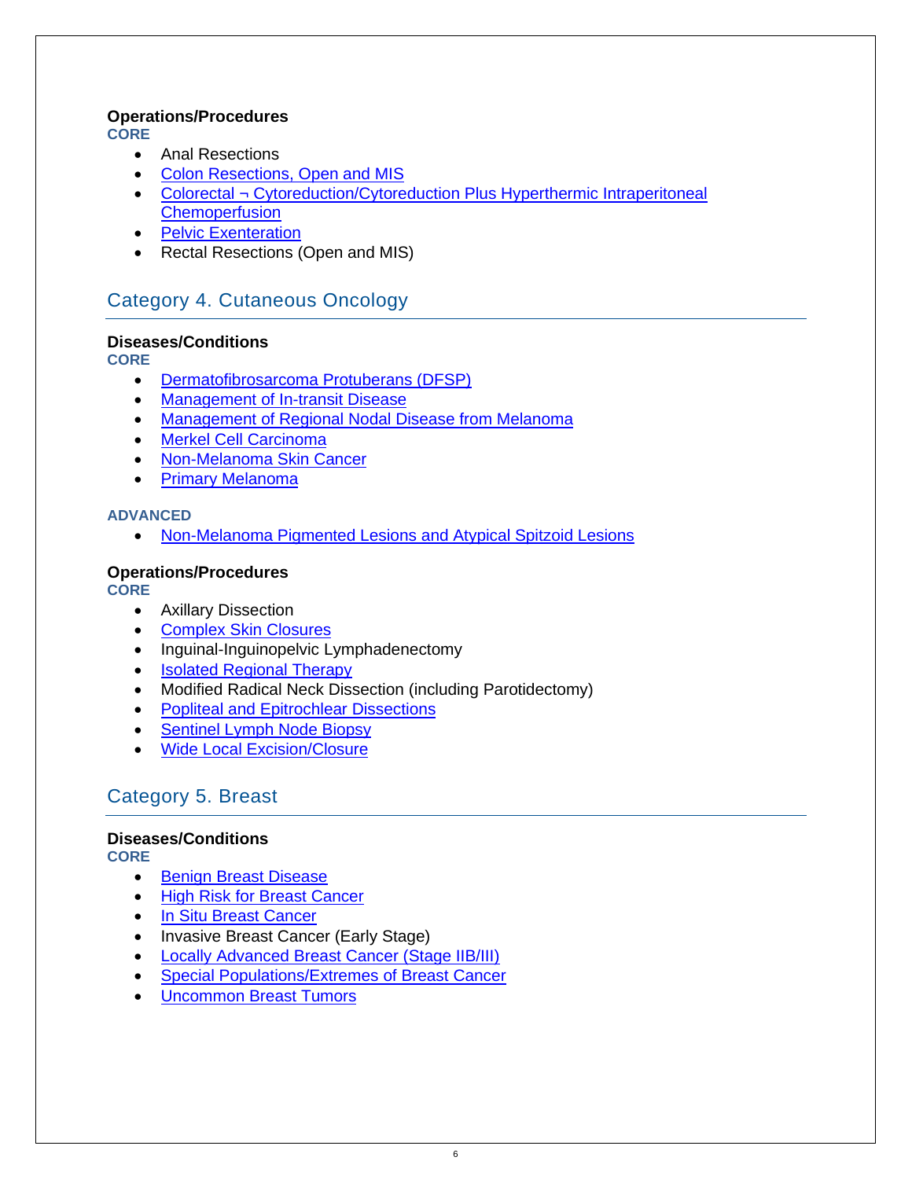**Operations/Procedures**

CORE

- Anal Resections
- Colon Resections, Open and MIS
- Colorectal ¬ Cytoreduction/Cytoreduction Plus Hyperthermic Intraperitoneal Chemoperfusion
- Pelvic Exenteration
- Rectal Resections (Open and MIS)

## Category 4. Cutaneous Oncology

**Diseases/Conditions**

CORE

- Dermatofibrosarcoma Protuberans (DFSP)
- Management of In-transit Disease
- Management of Regional Nodal Disease from Melanoma
- Merkel Cell Carcinoma
- Non-Melanoma Skin Cancer
- Primary Melanoma

ADVANCED

- Non-Melanoma Pigmented Lesions and Atypical Spitzoid Lesions

**Operations/Procedures**

CORE

- Axillary Dissection
- Complex Skin Closures
- Inguinal-Inguinopelvic Lymphadenectomy
- Isolated Regional Therapy
- Modified Radical Neck Dissection (including Parotidectomy)
- Popliteal and Epitrochlear Dissections
- Sentinel Lymph Node Biopsy
- Wide Local Excision/Closure

## Category 5. Breast

**Diseases/Conditions**

CORE

- Benign Breast Disease
- High Risk for Breast Cancer
- In Situ Breast Cancer
- Invasive Breast Cancer (Early Stage)
- Locally Advanced Breast Cancer (Stage IIB/III)
- Special Populations/Extremes of Breast Cancer
- Uncommon Breast Tumors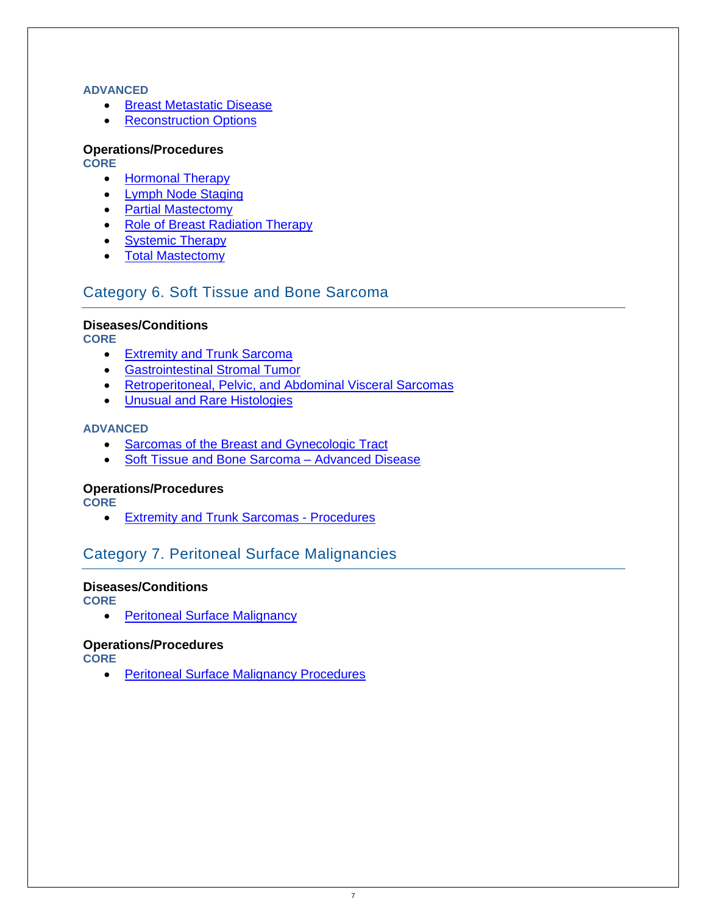**ADVANCED**

- Breast Metastatic Disease
- Reconstruction Options

**Operations/Procedures**

**CORE**

- Hormonal Therapy
- Lymph Node Staging
- Partial Mastectomy
- Role of Breast Radiation Therapy
- Systemic Therapy
- Total Mastectomy

## Category 6. Soft Tissue and Bone Sarcoma

**Diseases/Conditions**

**CORE**

- Extremity and Trunk Sarcoma
- Gastrointestinal Stromal Tumor
- Retroperitoneal, Pelvic, and Abdominal Visceral Sarcomas
- Unusual and Rare Histologies

**ADVANCED**

- Sarcomas of the Breast and Gynecologic Tract
- Soft Tissue and Bone Sarcoma – Advanced Disease

**Operations/Procedures**

**CORE**

- Extremity and Trunk Sarcomas - Procedures

## Category 7. Peritoneal Surface Malignancies

**Diseases/Conditions**

**CORE**

- Peritoneal Surface Malignancy

**Operations/Procedures**

**CORE**

- Peritoneal Surface Malignancy Procedures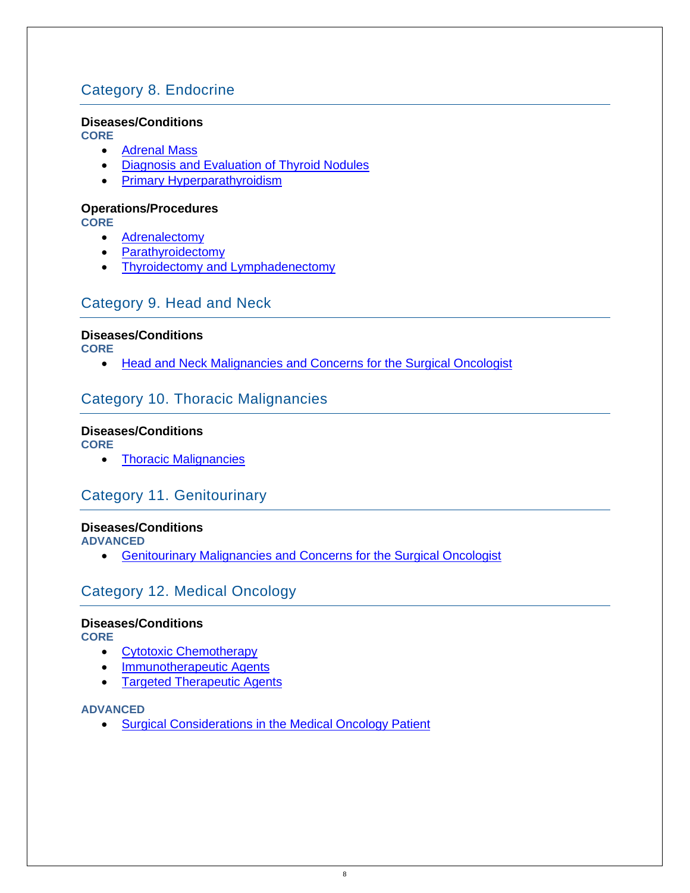## Category 8. Endocrine

**Diseases/Conditions**

**CORE**

- Adrenal Mass
- Diagnosis and Evaluation of Thyroid Nodules
- Primary Hyperparathyroidism

**Operations/Procedures**

**CORE**

- Adrenalectomy
- Parathyroidectomy
- Thyroidectomy and Lymphadenectomy

## Category 9. Head and Neck

**Diseases/Conditions**

**CORE**

- Head and Neck Malignancies and Concerns for the Surgical Oncologist

## Category 10. Thoracic Malignancies

**Diseases/Conditions**

**CORE**

- Thoracic Malignancies

## Category 11. Genitourinary

**Diseases/Conditions**

**ADVANCED**

- Genitourinary Malignancies and Concerns for the Surgical Oncologist

## Category 12. Medical Oncology

**Diseases/Conditions**

**CORE**

- Cytotoxic Chemotherapy
- Immunotherapeutic Agents
- Targeted Therapeutic Agents

**ADVANCED**

- Surgical Considerations in the Medical Oncology Patient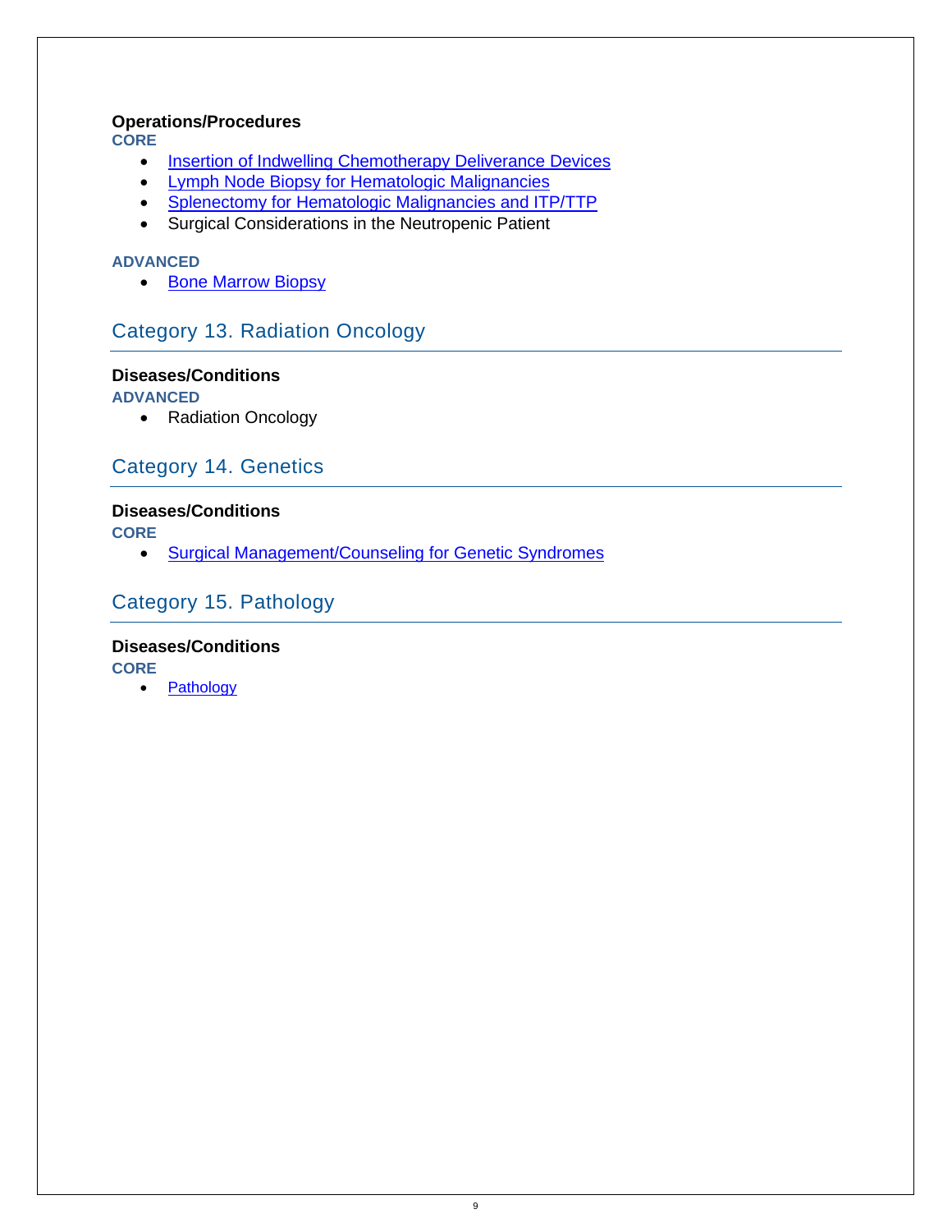**Operations/Procedures**

**CORE**

- Insertion of Indwelling Chemotherapy Deliverance Devices
- Lymph Node Biopsy for Hematologic Malignancies
- Splenectomy for Hematologic Malignancies and ITP/TTP
- Surgical Considerations in the Neutropenic Patient

**ADVANCED**

- Bone Marrow Biopsy

## Category 13. Radiation Oncology

**Diseases/Conditions**

**ADVANCED**

- Radiation Oncology

## Category 14. Genetics

**Diseases/Conditions**

**CORE**

- Surgical Management/Counseling for Genetic Syndromes

## Category 15. Pathology

**Diseases/Conditions**

**CORE**

- Pathology